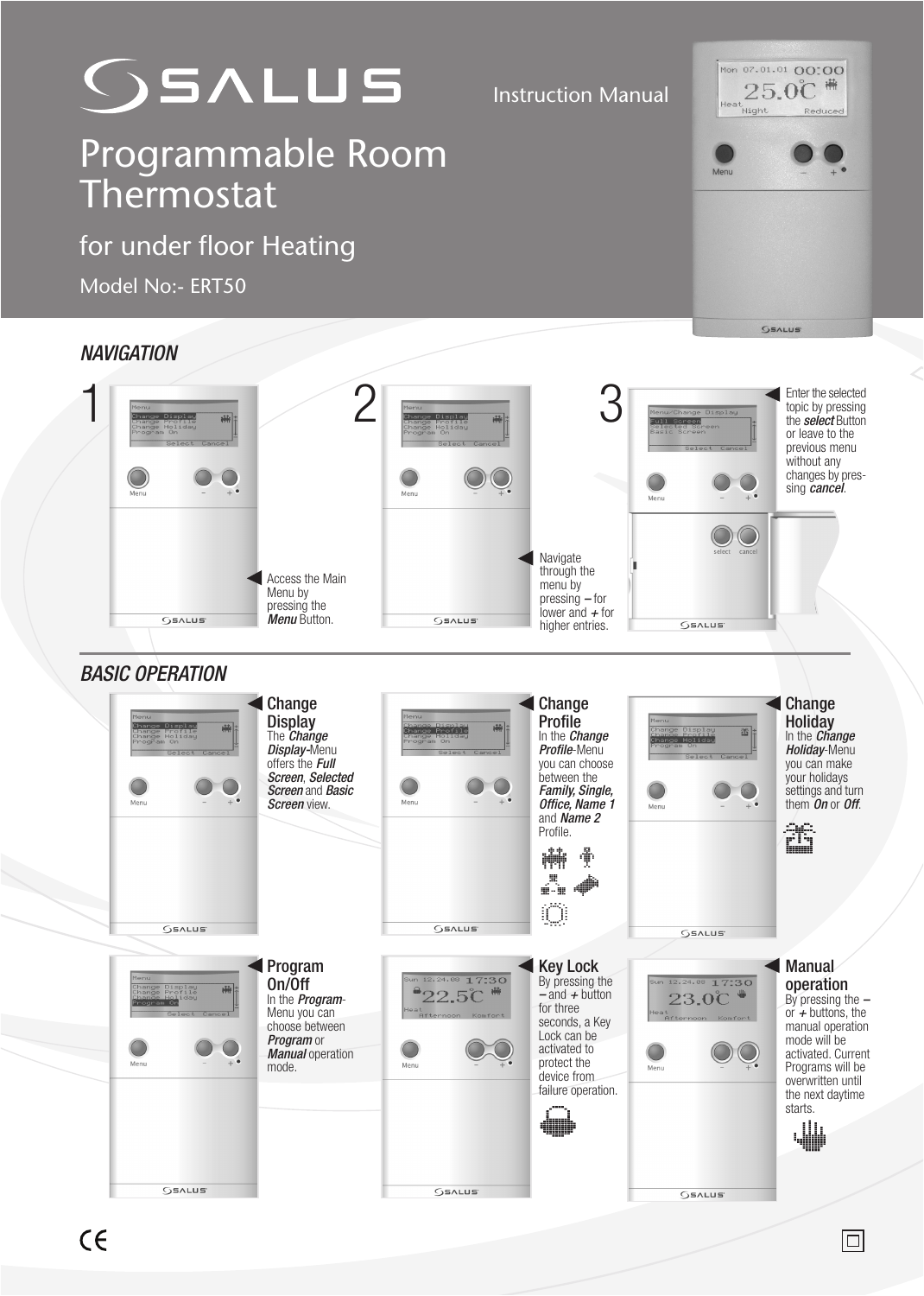# SALUS

Instruction Manual

# Programmable Room Thermostat

## for under floor Heating

Model No:- ERT50

## NAVIGATION

**1** Access the Main Menu by pressing the ***Menu*** Button.

**2** Navigate through the menu by pressing **–** for lower and **+** for higher entries.

**3** Enter the selected topic by pressing the ***select*** Button or leave to the previous menu without any changes by pressing ***cancel***.

## BASIC OPERATION

### Change Display

The ***Change Display***-Menu offers the ***Full Screen***, ***Selected Screen*** and ***Basic Screen*** view.

### Change Profile

In the ***Change Profile***-Menu you can choose between the ***Family, Single, Office, Name 1*** and ***Name 2*** Profile.

### Change Holiday

In the ***Change Holiday***-Menu you can make your holidays settings and turn them ***On*** or ***Off***.

### Program On/Off

In the ***Program***-Menu you can choose between ***Program*** or ***Manual*** operation mode.

### Key Lock

By pressing the **–** and **+** button for three seconds, a Key Lock can be activated to protect the device from failure operation.

### Manual operation

By pressing the **–** or **+** buttons, the manual operation mode will be activated. Current Programs will be overwritten until the next daytime starts.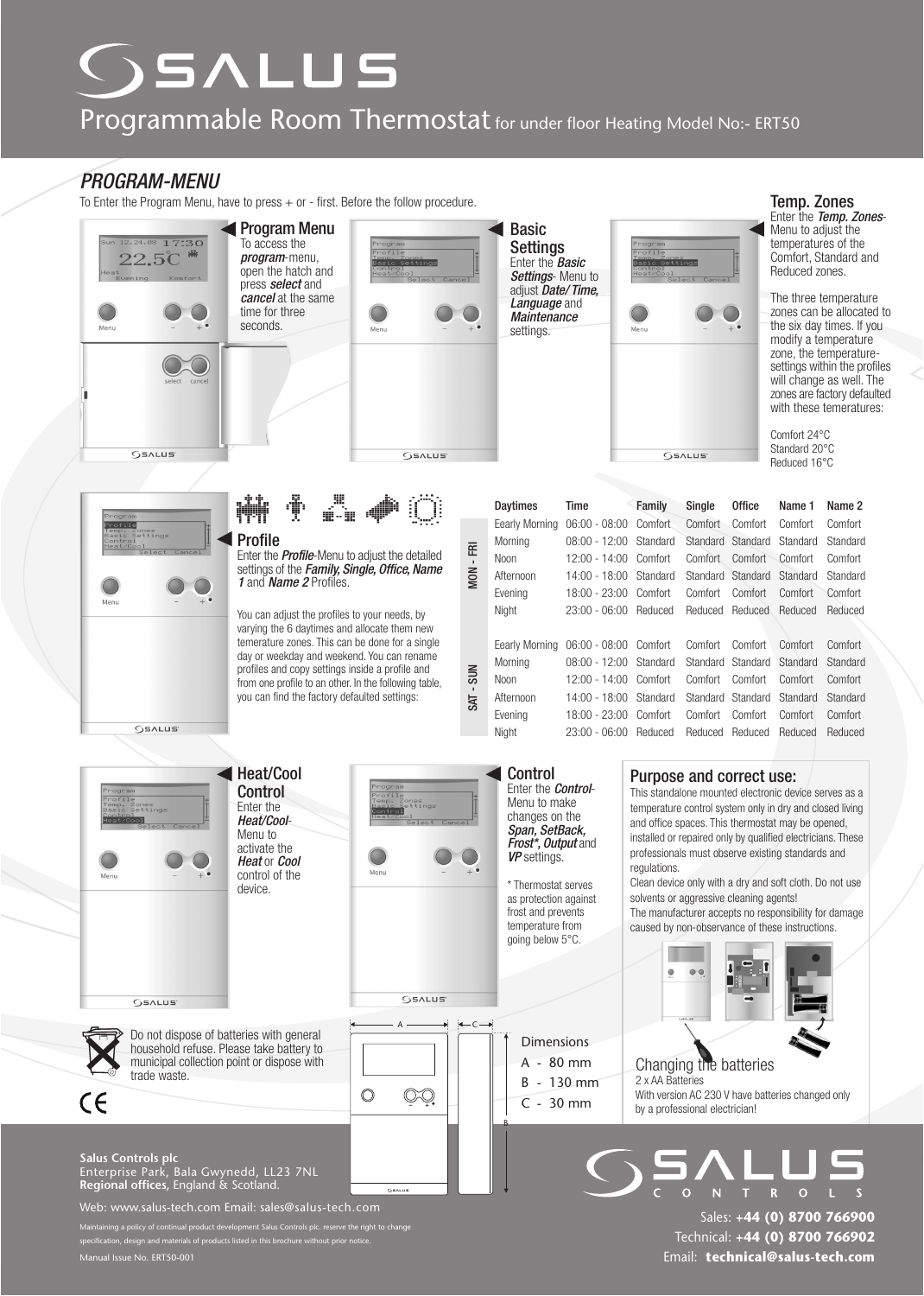# SALUS

## Programmable Room Thermostat for under floor Heating Model No:- ERT50

## PROGRAM-MENU

To Enter the Program Menu, have to press + or - first. Before the follow procedure.

### Program Menu

To access the *program*-menu, open the hatch and press *select* and *cancel* at the same time for three seconds.

### Basic Settings

Enter the *Basic Settings*- Menu to adjust *Date/ Time, Language* and *Maintenance* settings.

### Temp. Zones

Enter the *Temp. Zones*-Menu to adjust the temperatures of the Comfort, Standard and Reduced zones.

The three temperature zones can be allocated to the six day times. If you modify a temperature zone, the temperature-settings within the profiles will change as well. The zones are factory defaulted with these temeratures:

Comfort 24°C
Standard 20°C
Reduced 16°C

### Profile

Enter the *Profile*-Menu to adjust the detailed settings of the *Family, Single, Office, Name 1* and *Name 2* Profiles.

You can adjust the profiles to your needs, by varying the 6 daytimes and allocate them new temerature zones. This can be done for a single day or weekday and weekend. You can rename profiles and copy settings inside a profile and from one profile to an other. In the following table, you can find the factory defaulted settings:

| | Daytimes | Time | Family | Single | Office | Name 1 | Name 2 |
|---|---|---|---|---|---|---|---|
| MON - FRI | Eearly Morning | 06:00 - 08:00 | Comfort | Comfort | Comfort | Comfort | Comfort |
| | Morning | 08:00 - 12:00 | Standard | Standard | Standard | Standard | Standard |
| | Noon | 12:00 - 14:00 | Comfort | Comfort | Comfort | Comfort | Comfort |
| | Afternoon | 14:00 - 18:00 | Standard | Standard | Standard | Standard | Standard |
| | Evening | 18:00 - 23:00 | Comfort | Comfort | Comfort | Comfort | Comfort |
| | Night | 23:00 - 06:00 | Reduced | Reduced | Reduced | Reduced | Reduced |
| SAT - SUN | Eearly Morning | 06:00 - 08:00 | Comfort | Comfort | Comfort | Comfort | Comfort |
| | Morning | 08:00 - 12:00 | Standard | Standard | Standard | Standard | Standard |
| | Noon | 12:00 - 14:00 | Comfort | Comfort | Comfort | Comfort | Comfort |
| | Afternoon | 14:00 - 18:00 | Standard | Standard | Standard | Standard | Standard |
| | Evening | 18:00 - 23:00 | Comfort | Comfort | Comfort | Comfort | Comfort |
| | Night | 23:00 - 06:00 | Reduced | Reduced | Reduced | Reduced | Reduced |

### Heat/Cool Control

Enter the *Heat/Cool*-Menu to activate the *Heat* or *Cool* control of the device.

### Control

Enter the *Control*-Menu to make changes on the *Span, SetBack, Frost*\*, Output* and *VP* settings.

\* Thermostat serves as protection against frost and prevents temperature from going below 5°C.

### Purpose and correct use:

This standalone mounted electronic device serves as a temperature control system only in dry and closed living and office spaces. This thermostat may be opened, installed or repaired only by qualified electricians. These professionals must observe existing standards and regulations.

Clean device only with a dry and soft cloth. Do not use solvents or aggressive cleaning agents!

The manufacturer accepts no responsibility for damage caused by non-observance of these instructions.

### Changing the batteries

2 x AA Batteries

With version AC 230 V have batteries changed only by a professional electrician!

Do not dispose of batteries with general household refuse. Please take battery to municipal collection point or dispose with trade waste.

### Dimensions

A - 80 mm
B - 130 mm
C - 30 mm

**Salus Controls plc**
Enterprise Park, Bala Gwynedd, LL23 7NL
**Regional offices,** England & Scotland.

Web: www.salus-tech.com Email: sales@salus-tech.com

Maintaining a policy of continual product development Salus Controls plc. reserve the right to change specification, design and materials of products listed in this brochure without prior notice.

Manual Issue No. ERT50-001

SALUS CONTROLS

Sales: **+44 (0) 8700 766900**
Technical: **+44 (0) 8700 766902**
Email: **technical@salus-tech.com**